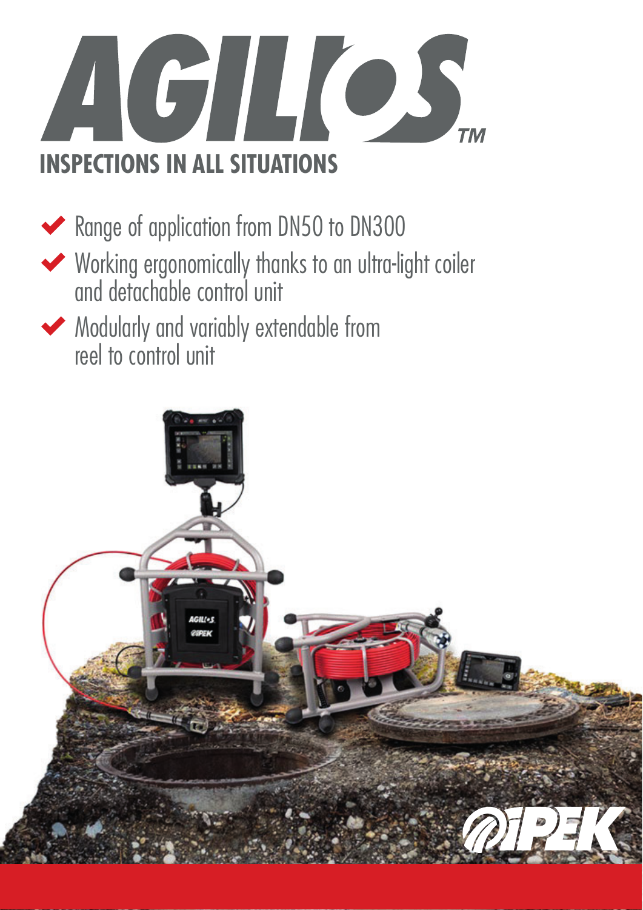# AGILIOS™

## INSPECTIONS IN ALL SITUATIONS

- Range of application from DN50 to DN300
- Working ergonomically thanks to an ultra-light coiler and detachable control unit
- Modularly and variably extendable from reel to control unit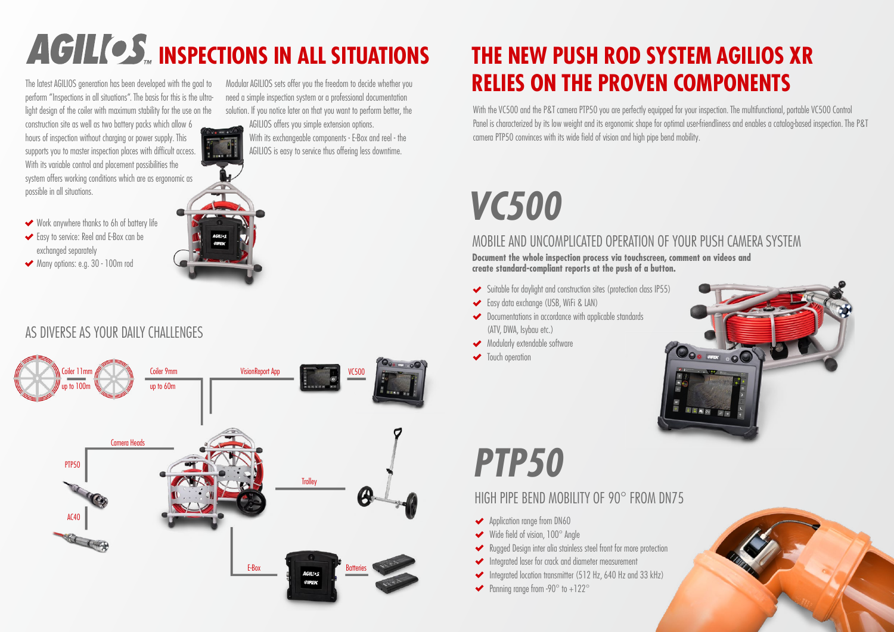# AGILIOS INSPECTIONS IN ALL SITUATIONS

The latest AGILIOS generation has been developed with the goal to perform "Inspections in all situations". The basis for this is the ultra-light design of the coiler with maximum stability for the use on the construction site as well as two battery packs which allow 6 hours of inspection without charging or power supply. This supports you to master inspection places with difficult access. With its variable control and placement possibilities the system offers working conditions which are as ergonomic as possible in all situations.

Modular AGILIOS sets offer you the freedom to decide whether you need a simple inspection system or a professional documentation solution. If you notice later on that you want to perform better, the AGILIOS offers you simple extension options.

With its exchangeable components - E-Box and reel - the AGILIOS is easy to service thus offering less downtime.

- Work anywhere thanks to 6h of battery life
- Easy to service: Reel and E-Box can be exchanged separately
- Many options: e.g. 30 - 100m rod

## AS DIVERSE AS YOUR DAILY CHALLENGES

Coiler 11mm up to 100m

Coiler 9mm up to 60m

VisionReport App

VC500

Camera Heads

PTP50

AC40

Trolley

E-Box

Batteries

# THE NEW PUSH ROD SYSTEM AGILIOS XR RELIES ON THE PROVEN COMPONENTS

With the VC500 and the P&T camera PTP50 you are perfectly equipped for your inspection. The multifunctional, portable VC500 Control Panel is characterized by its low weight and its ergonomic shape for optimal user-friendliness and enables a catalog-based inspection. The P&T camera PTP50 convinces with its wide field of vision and high pipe bend mobility.

## VC500

### MOBILE AND UNCOMPLICATED OPERATION OF YOUR PUSH CAMERA SYSTEM

**Document the whole inspection process via touchscreen, comment on videos and create standard-compliant reports at the push of a button.**

- Suitable for daylight and construction sites (protection class IP55)
- Easy data exchange (USB, WiFi & LAN)
- Documentations in accordance with applicable standards (ATV, DWA, Isybau etc.)
- Modularly extendable software
- Touch operation

## PTP50

### HIGH PIPE BEND MOBILITY OF 90° FROM DN75

- Application range from DN60
- Wide field of vision, 100° Angle
- Rugged Design inter alia stainless steel front for more protection
- Integrated laser for crack and diameter measurement
- Integrated location transmitter (512 Hz, 640 Hz and 33 kHz)
- Panning range from -90° to +122°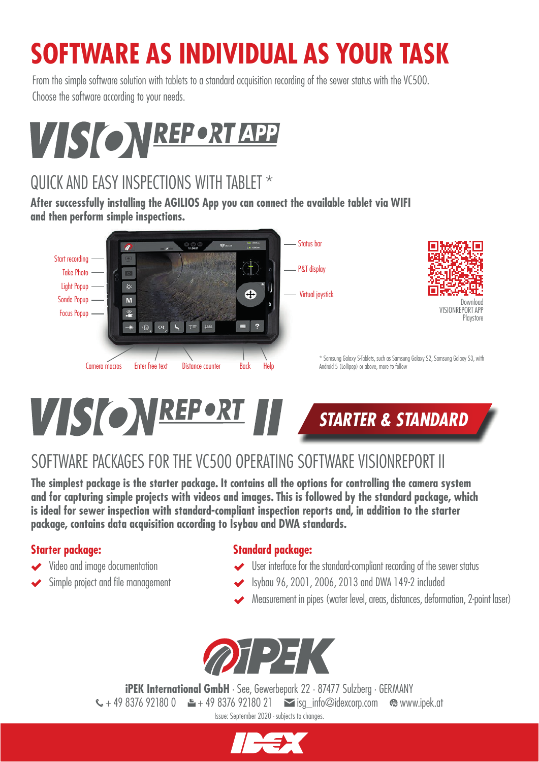# SOFTWARE AS INDIVIDUAL AS YOUR TASK

From the simple software solution with tablets to a standard acquisition recording of the sewer status with the VC500. Choose the software according to your needs.

## VISIONREPORT APP

### QUICK AND EASY INSPECTIONS WITH TABLET *

**After successfully installing the AGILIOS App you can connect the available tablet via WIFI and then perform simple inspections.**

Start recording
Take Photo
Light Popup
Sonde Popup
Focus Popup
Status bar
P&T display
Virtual joystick
Camera macros
Enter free text
Distance counter
Back
Help

Download VISIONREPORT APP Playstore

* Samsung Galaxy S-Tablets, such as Samsung Galaxy S2, Samsung Galaxy S3, with Android 5 (Lollipop) or above, more to follow

## VISIONREPORT II – STARTER & STANDARD

### SOFTWARE PACKAGES FOR THE VC500 OPERATING SOFTWARE VISIONREPORT II

**The simplest package is the starter package. It contains all the options for controlling the camera system and for capturing simple projects with videos and images. This is followed by the standard package, which is ideal for sewer inspection with standard-compliant inspection reports and, in addition to the starter package, contains data acquisition according to Isybau and DWA standards.**

**Starter package:**

- Video and image documentation
- Simple project and file management

**Standard package:**

- User interface for the standard-compliant recording of the sewer status
- Isybau 96, 2001, 2006, 2013 and DWA 149-2 included
- Measurement in pipes (water level, areas, distances, deformation, 2-point laser)

**iPEK International GmbH** · See, Gewerbepark 22 · 87477 Sulzberg · GERMANY
+ 49 8376 92180 0 · + 49 8376 92180 21 · isg_info@idexcorp.com · www.ipek.at

Issue: September 2020 - subjects to changes.